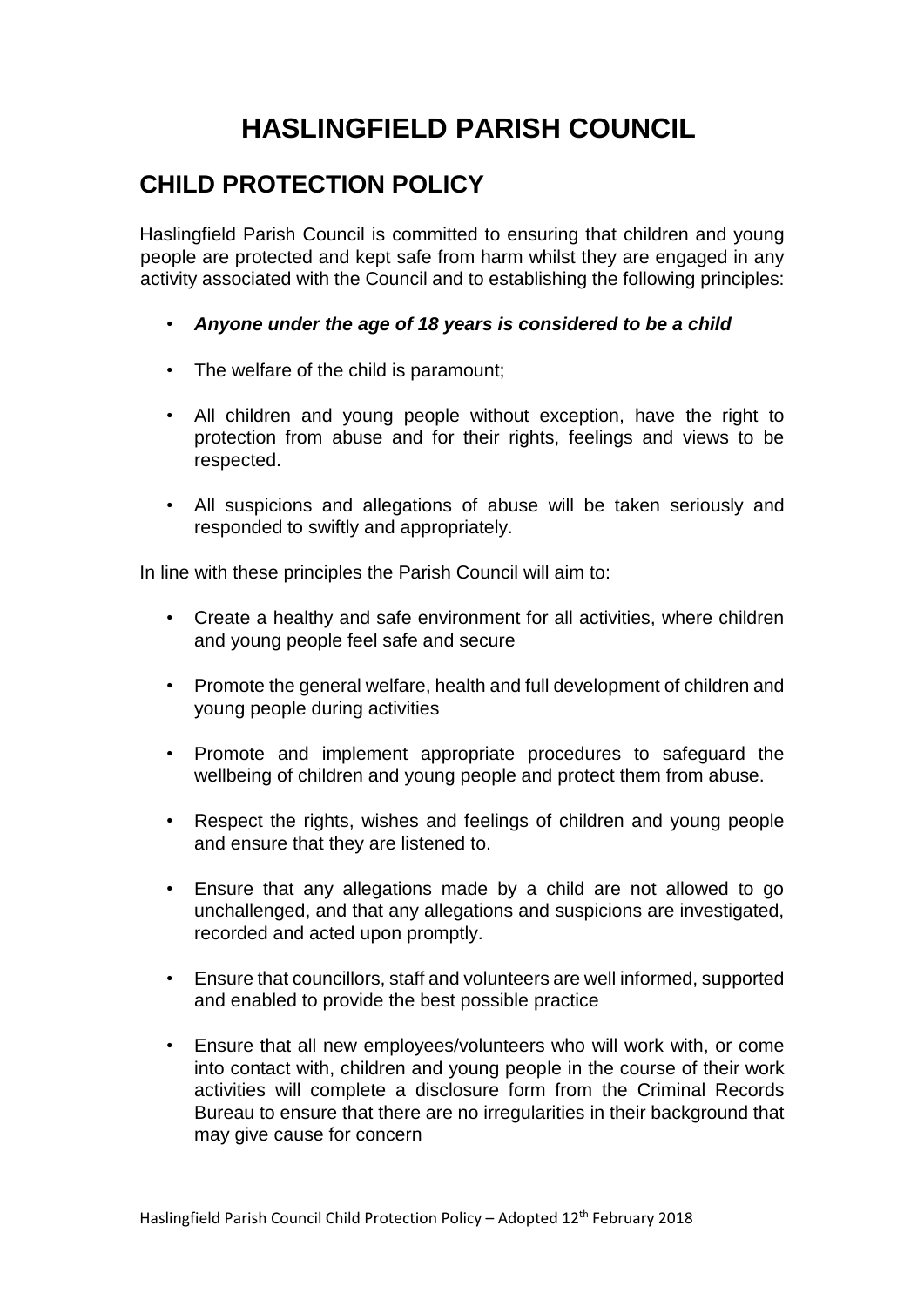# HASLINGFIELD PARISH COUNCIL

## CHILD PROTECTION POLICY

Haslingfield Parish Council is committed to ensuring that children and young people are protected and kept safe from harm whilst they are engaged in any activity associated with the Council and to establishing the following principles:

- ***Anyone under the age of 18 years is considered to be a child***
- The welfare of the child is paramount;
- All children and young people without exception, have the right to protection from abuse and for their rights, feelings and views to be respected.
- All suspicions and allegations of abuse will be taken seriously and responded to swiftly and appropriately.

In line with these principles the Parish Council will aim to:

- Create a healthy and safe environment for all activities, where children and young people feel safe and secure
- Promote the general welfare, health and full development of children and young people during activities
- Promote and implement appropriate procedures to safeguard the wellbeing of children and young people and protect them from abuse.
- Respect the rights, wishes and feelings of children and young people and ensure that they are listened to.
- Ensure that any allegations made by a child are not allowed to go unchallenged, and that any allegations and suspicions are investigated, recorded and acted upon promptly.
- Ensure that councillors, staff and volunteers are well informed, supported and enabled to provide the best possible practice
- Ensure that all new employees/volunteers who will work with, or come into contact with, children and young people in the course of their work activities will complete a disclosure form from the Criminal Records Bureau to ensure that there are no irregularities in their background that may give cause for concern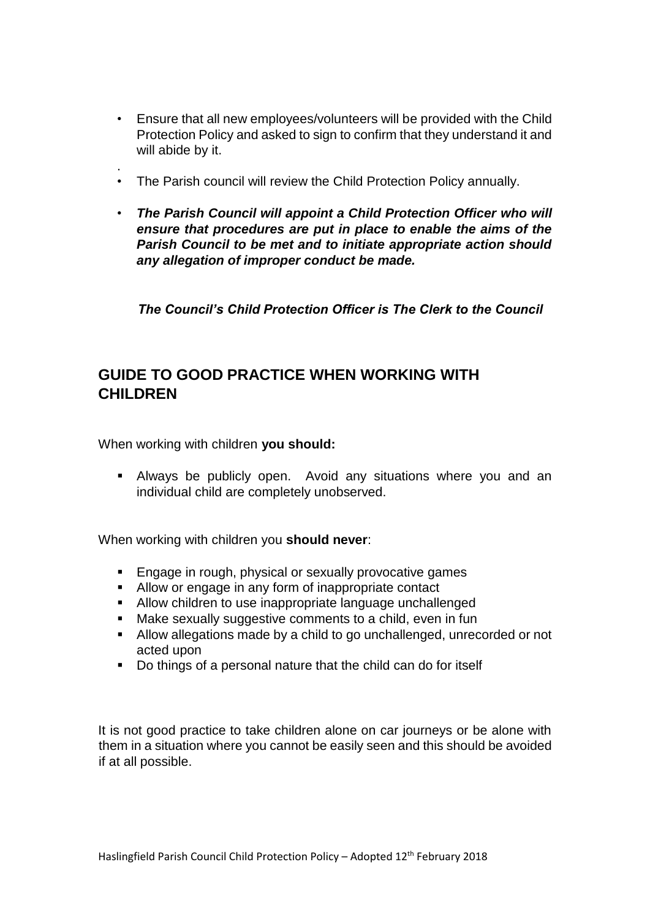- Ensure that all new employees/volunteers will be provided with the Child Protection Policy and asked to sign to confirm that they understand it and will abide by it.
- The Parish council will review the Child Protection Policy annually.
- ***The Parish Council will appoint a Child Protection Officer who will ensure that procedures are put in place to enable the aims of the Parish Council to be met and to initiate appropriate action should any allegation of improper conduct be made.***

***The Council's Child Protection Officer is The Clerk to the Council***

## GUIDE TO GOOD PRACTICE WHEN WORKING WITH CHILDREN

When working with children **you should:**

- Always be publicly open. Avoid any situations where you and an individual child are completely unobserved.

When working with children you **should never**:

- Engage in rough, physical or sexually provocative games
- Allow or engage in any form of inappropriate contact
- Allow children to use inappropriate language unchallenged
- Make sexually suggestive comments to a child, even in fun
- Allow allegations made by a child to go unchallenged, unrecorded or not acted upon
- Do things of a personal nature that the child can do for itself

It is not good practice to take children alone on car journeys or be alone with them in a situation where you cannot be easily seen and this should be avoided if at all possible.